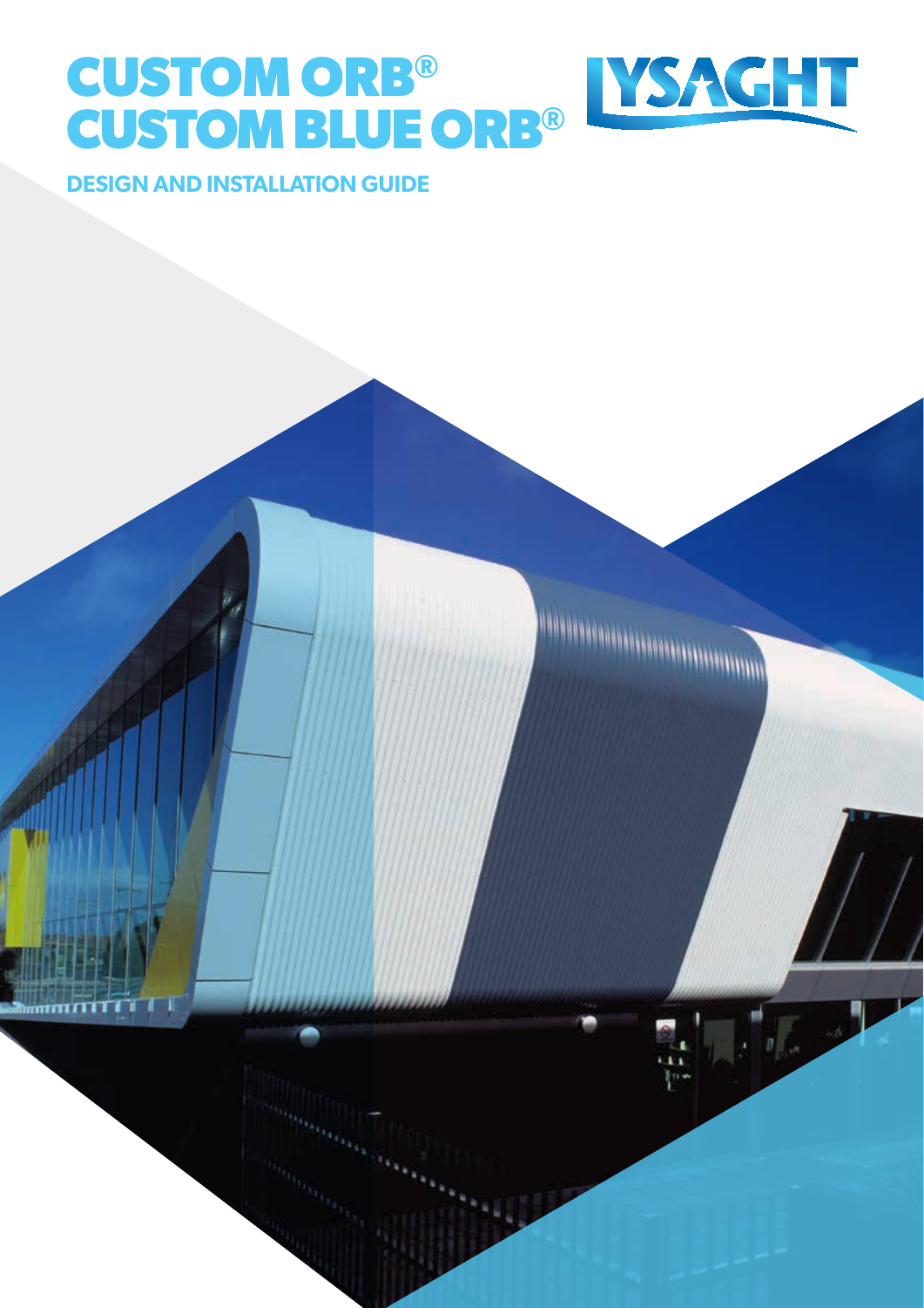# CUSTOM ORB®
# CUSTOM BLUE ORB®

LYSAGHT

## DESIGN AND INSTALLATION GUIDE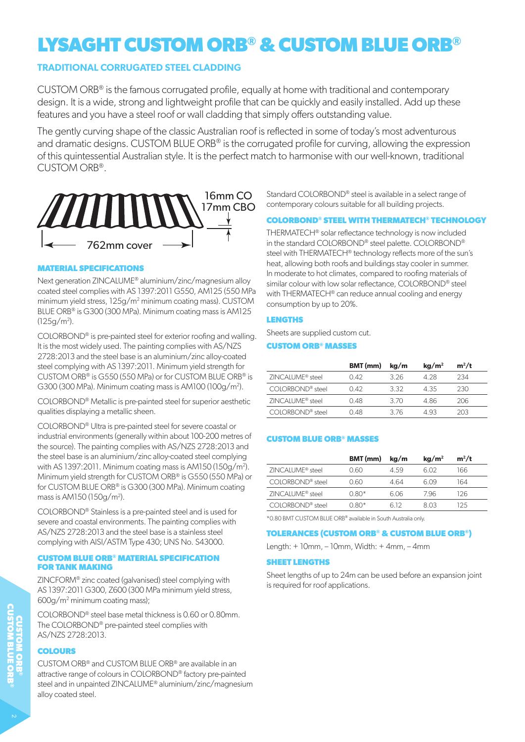# LYSAGHT CUSTOM ORB® & CUSTOM BLUE ORB®

## TRADITIONAL CORRUGATED STEEL CLADDING

CUSTOM ORB® is the famous corrugated profile, equally at home with traditional and contemporary design. It is a wide, strong and lightweight profile that can be quickly and easily installed. Add up these features and you have a steel roof or wall cladding that simply offers outstanding value.

The gently curving shape of the classic Australian roof is reflected in some of today's most adventurous and dramatic designs. CUSTOM BLUE ORB® is the corrugated profile for curving, allowing the expression of this quintessential Australian style. It is the perfect match to harmonise with our well-known, traditional CUSTOM ORB®.

16mm CO
17mm CBO

762mm cover

### MATERIAL SPECIFICATIONS

Next generation ZINCALUME® aluminium/zinc/magnesium alloy coated steel complies with AS 1397:2011 G550, AM125 (550 MPa minimum yield stress, 125g/m² minimum coating mass). CUSTOM BLUE ORB® is G300 (300 MPa). Minimum coating mass is AM125 (125g/m²).

COLORBOND® is pre-painted steel for exterior roofing and walling. It is the most widely used. The painting complies with AS/NZS 2728:2013 and the steel base is an aluminium/zinc alloy-coated steel complying with AS 1397:2011. Minimum yield strength for CUSTOM ORB® is G550 (550 MPa) or for CUSTOM BLUE ORB® is G300 (300 MPa). Minimum coating mass is AM100 (100g/m²).

COLORBOND® Metallic is pre-painted steel for superior aesthetic qualities displaying a metallic sheen.

COLORBOND® Ultra is pre-painted steel for severe coastal or industrial environments (generally within about 100-200 metres of the source). The painting complies with AS/NZS 2728:2013 and the steel base is an aluminium/zinc alloy-coated steel complying with AS 1397:2011. Minimum coating mass is AM150 (150g/m²). Minimum yield strength for CUSTOM ORB® is G550 (550 MPa) or for CUSTOM BLUE ORB® is G300 (300 MPa). Minimum coating mass is AM150 (150g/m²).

COLORBOND® Stainless is a pre-painted steel and is used for severe and coastal environments. The painting complies with AS/NZS 2728:2013 and the steel base is a stainless steel complying with AISI/ASTM Type 430; UNS No. S43000.

### CUSTOM BLUE ORB® MATERIAL SPECIFICATION FOR TANK MAKING

ZINCFORM® zinc coated (galvanised) steel complying with AS 1397:2011 G300, Z600 (300 MPa minimum yield stress, 600g/m² minimum coating mass);

COLORBOND® steel base metal thickness is 0.60 or 0.80mm. The COLORBOND® pre-painted steel complies with AS/NZS 2728:2013.

### COLOURS

CUSTOM ORB® and CUSTOM BLUE ORB® are available in an attractive range of colours in COLORBOND® factory pre-painted steel and in unpainted ZINCALUME® aluminium/zinc/magnesium alloy coated steel.

Standard COLORBOND® steel is available in a select range of contemporary colours suitable for all building projects.

### COLORBOND® STEEL WITH THERMATECH® TECHNOLOGY

THERMATECH® solar reflectance technology is now included in the standard COLORBOND® steel palette. COLORBOND® steel with THERMATECH® technology reflects more of the sun's heat, allowing both roofs and buildings stay cooler in summer. In moderate to hot climates, compared to roofing materials of similar colour with low solar reflectance, COLORBOND® steel with THERMATECH® can reduce annual cooling and energy consumption by up to 20%.

### LENGTHS

Sheets are supplied custom cut.

### CUSTOM ORB® MASSES

| | BMT (mm) | kg/m | kg/m² | m²/t |
|---|---|---|---|---|
| ZINCALUME® steel | 0.42 | 3.26 | 4.28 | 234 |
| COLORBOND® steel | 0.42 | 3.32 | 4.35 | 230 |
| ZINCALUME® steel | 0.48 | 3.70 | 4.86 | 206 |
| COLORBOND® steel | 0.48 | 3.76 | 4.93 | 203 |

### CUSTOM BLUE ORB® MASSES

| | BMT (mm) | kg/m | kg/m² | m²/t |
|---|---|---|---|---|
| ZINCALUME® steel | 0.60 | 4.59 | 6.02 | 166 |
| COLORBOND® steel | 0.60 | 4.64 | 6.09 | 164 |
| ZINCALUME® steel | 0.80* | 6.06 | 7.96 | 126 |
| COLORBOND® steel | 0.80* | 6.12 | 8.03 | 125 |

*0.80 BMT CUSTOM BLUE ORB® available in South Australia only.

### TOLERANCES (CUSTOM ORB® & CUSTOM BLUE ORB®)

Length: + 10mm, – 10mm, Width: + 4mm, – 4mm

### SHEET LENGTHS

Sheet lengths of up to 24m can be used before an expansion joint is required for roof applications.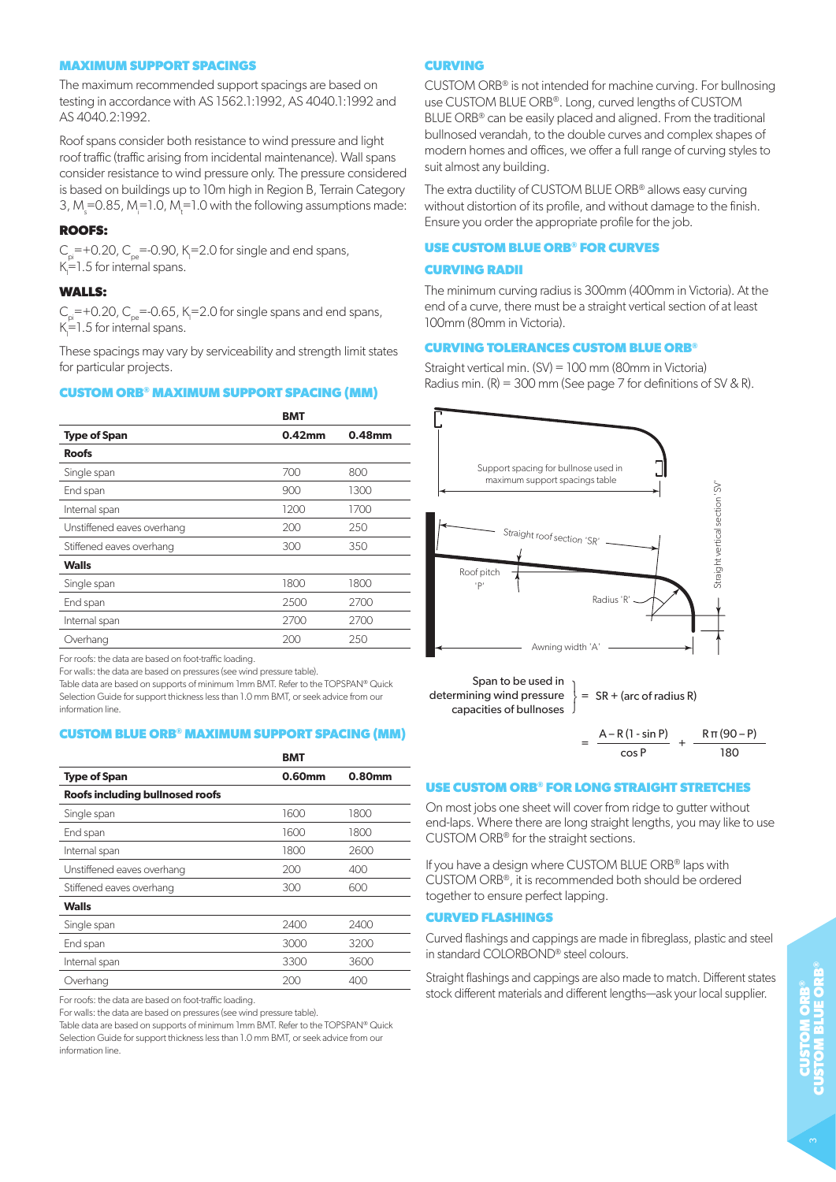## MAXIMUM SUPPORT SPACINGS

The maximum recommended support spacings are based on testing in accordance with AS 1562.1:1992, AS 4040.1:1992 and AS 4040.2:1992.

Roof spans consider both resistance to wind pressure and light roof traffic (traffic arising from incidental maintenance). Wall spans consider resistance to wind pressure only. The pressure considered is based on buildings up to 10m high in Region B, Terrain Category 3, $M_s$=0.85, $M_i$=1.0, $M_t$=1.0 with the following assumptions made:

### ROOFS:

$C_{pi}$=+0.20, $C_{pe}$=-0.90, $K_l$=2.0 for single and end spans, $K_l$=1.5 for internal spans.

### WALLS:

$C_{pi}$=+0.20, $C_{pe}$=-0.65, $K_l$=2.0 for single spans and end spans, $K_l$=1.5 for internal spans.

These spacings may vary by serviceability and strength limit states for particular projects.

## CUSTOM ORB® MAXIMUM SUPPORT SPACING (MM)

| | BMT | |
|---|---|---|
| **Type of Span** | **0.42mm** | **0.48mm** |
| **Roofs** | | |
| Single span | 700 | 800 |
| End span | 900 | 1300 |
| Internal span | 1200 | 1700 |
| Unstiffened eaves overhang | 200 | 250 |
| Stiffened eaves overhang | 300 | 350 |
| **Walls** | | |
| Single span | 1800 | 1800 |
| End span | 2500 | 2700 |
| Internal span | 2700 | 2700 |
| Overhang | 200 | 250 |

For roofs: the data are based on foot-traffic loading.
For walls: the data are based on pressures (see wind pressure table).
Table data are based on supports of minimum 1mm BMT. Refer to the TOPSPAN® Quick Selection Guide for support thickness less than 1.0 mm BMT, or seek advice from our information line.

## CUSTOM BLUE ORB® MAXIMUM SUPPORT SPACING (MM)

| | BMT | |
|---|---|---|
| **Type of Span** | **0.60mm** | **0.80mm** |
| **Roofs including bullnosed roofs** | | |
| Single span | 1600 | 1800 |
| End span | 1600 | 1800 |
| Internal span | 1800 | 2600 |
| Unstiffened eaves overhang | 200 | 400 |
| Stiffened eaves overhang | 300 | 600 |
| **Walls** | | |
| Single span | 2400 | 2400 |
| End span | 3000 | 3200 |
| Internal span | 3300 | 3600 |
| Overhang | 200 | 400 |

For roofs: the data are based on foot-traffic loading.
For walls: the data are based on pressures (see wind pressure table).
Table data are based on supports of minimum 1mm BMT. Refer to the TOPSPAN® Quick Selection Guide for support thickness less than 1.0 mm BMT, or seek advice from our information line.

## CURVING

CUSTOM ORB® is not intended for machine curving. For bullnosing use CUSTOM BLUE ORB®. Long, curved lengths of CUSTOM BLUE ORB® can be easily placed and aligned. From the traditional bullnosed verandah, to the double curves and complex shapes of modern homes and offices, we offer a full range of curving styles to suit almost any building.

The extra ductility of CUSTOM BLUE ORB® allows easy curving without distortion of its profile, and without damage to the finish. Ensure you order the appropriate profile for the job.

## USE CUSTOM BLUE ORB® FOR CURVES

### CURVING RADII

The minimum curving radius is 300mm (400mm in Victoria). At the end of a curve, there must be a straight vertical section of at least 100mm (80mm in Victoria).

### CURVING TOLERANCES CUSTOM BLUE ORB®

Straight vertical min. (SV) = 100 mm (80mm in Victoria)
Radius min. (R) = 300 mm (See page 7 for definitions of SV & R).

Support spacing for bullnose used in maximum support spacings table

Straight roof section 'SR'

Roof pitch 'P'

Radius 'R'

Straight vertical section 'SV'

Awning width 'A'

Span to be used in determining wind pressure capacities of bullnoses = SR + (arc of radius R)

$$= \frac{A - R(1 - \sin P)}{\cos P} + \frac{R\pi(90 - P)}{180}$$

## USE CUSTOM ORB® FOR LONG STRAIGHT STRETCHES

On most jobs one sheet will cover from ridge to gutter without end-laps. Where there are long straight lengths, you may like to use CUSTOM ORB® for the straight sections.

If you have a design where CUSTOM BLUE ORB® laps with CUSTOM ORB®, it is recommended both should be ordered together to ensure perfect lapping.

## CURVED FLASHINGS

Curved flashings and cappings are made in fibreglass, plastic and steel in standard COLORBOND® steel colours.

Straight flashings and cappings are also made to match. Different states stock different materials and different lengths—ask your local supplier.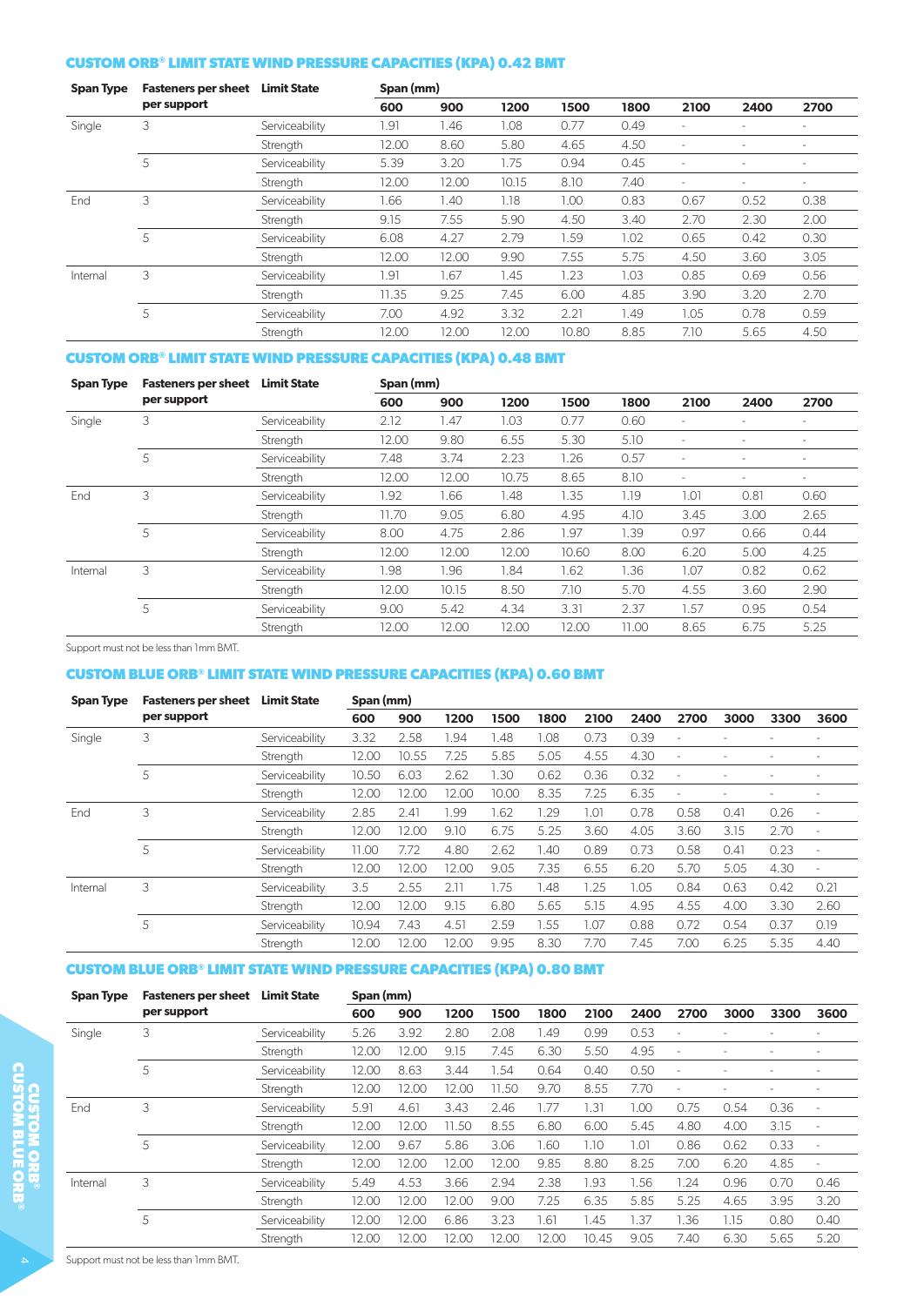## CUSTOM ORB® LIMIT STATE WIND PRESSURE CAPACITIES (KPA) 0.42 BMT

| Span Type | Fasteners per sheet per support | Limit State | Span (mm) | | | | | | | |
|---|---|---|---|---|---|---|---|---|---|---|
| | | | 600 | 900 | 1200 | 1500 | 1800 | 2100 | 2400 | 2700 |
| Single | 3 | Serviceability | 1.91 | 1.46 | 1.08 | 0.77 | 0.49 | - | - | - |
| | | Strength | 12.00 | 8.60 | 5.80 | 4.65 | 4.50 | - | - | - |
| | 5 | Serviceability | 5.39 | 3.20 | 1.75 | 0.94 | 0.45 | - | - | - |
| | | Strength | 12.00 | 12.00 | 10.15 | 8.10 | 7.40 | - | - | - |
| End | 3 | Serviceability | 1.66 | 1.40 | 1.18 | 1.00 | 0.83 | 0.67 | 0.52 | 0.38 |
| | | Strength | 9.15 | 7.55 | 5.90 | 4.50 | 3.40 | 2.70 | 2.30 | 2.00 |
| | 5 | Serviceability | 6.08 | 4.27 | 2.79 | 1.59 | 1.02 | 0.65 | 0.42 | 0.30 |
| | | Strength | 12.00 | 12.00 | 9.90 | 7.55 | 5.75 | 4.50 | 3.60 | 3.05 |
| Internal | 3 | Serviceability | 1.91 | 1.67 | 1.45 | 1.23 | 1.03 | 0.85 | 0.69 | 0.56 |
| | | Strength | 11.35 | 9.25 | 7.45 | 6.00 | 4.85 | 3.90 | 3.20 | 2.70 |
| | 5 | Serviceability | 7.00 | 4.92 | 3.32 | 2.21 | 1.49 | 1.05 | 0.78 | 0.59 |
| | | Strength | 12.00 | 12.00 | 12.00 | 10.80 | 8.85 | 7.10 | 5.65 | 4.50 |

## CUSTOM ORB® LIMIT STATE WIND PRESSURE CAPACITIES (KPA) 0.48 BMT

| Span Type | Fasteners per sheet per support | Limit State | Span (mm) | | | | | | | |
|---|---|---|---|---|---|---|---|---|---|---|
| | | | 600 | 900 | 1200 | 1500 | 1800 | 2100 | 2400 | 2700 |
| Single | 3 | Serviceability | 2.12 | 1.47 | 1.03 | 0.77 | 0.60 | - | - | - |
| | | Strength | 12.00 | 9.80 | 6.55 | 5.30 | 5.10 | - | - | - |
| | 5 | Serviceability | 7.48 | 3.74 | 2.23 | 1.26 | 0.57 | - | - | - |
| | | Strength | 12.00 | 12.00 | 10.75 | 8.65 | 8.10 | - | - | - |
| End | 3 | Serviceability | 1.92 | 1.66 | 1.48 | 1.35 | 1.19 | 1.01 | 0.81 | 0.60 |
| | | Strength | 11.70 | 9.05 | 6.80 | 4.95 | 4.10 | 3.45 | 3.00 | 2.65 |
| | 5 | Serviceability | 8.00 | 4.75 | 2.86 | 1.97 | 1.39 | 0.97 | 0.66 | 0.44 |
| | | Strength | 12.00 | 12.00 | 12.00 | 10.60 | 8.00 | 6.20 | 5.00 | 4.25 |
| Internal | 3 | Serviceability | 1.98 | 1.96 | 1.84 | 1.62 | 1.36 | 1.07 | 0.82 | 0.62 |
| | | Strength | 12.00 | 10.15 | 8.50 | 7.10 | 5.70 | 4.55 | 3.60 | 2.90 |
| | 5 | Serviceability | 9.00 | 5.42 | 4.34 | 3.31 | 2.37 | 1.57 | 0.95 | 0.54 |
| | | Strength | 12.00 | 12.00 | 12.00 | 12.00 | 11.00 | 8.65 | 6.75 | 5.25 |

Support must not be less than 1mm BMT.

## CUSTOM BLUE ORB® LIMIT STATE WIND PRESSURE CAPACITIES (KPA) 0.60 BMT

| Span Type | Fasteners per sheet per support | Limit State | Span (mm) | | | | | | | | | | |
|---|---|---|---|---|---|---|---|---|---|---|---|---|---|
| | | | 600 | 900 | 1200 | 1500 | 1800 | 2100 | 2400 | 2700 | 3000 | 3300 | 3600 |
| Single | 3 | Serviceability | 3.32 | 2.58 | 1.94 | 1.48 | 1.08 | 0.73 | 0.39 | - | - | - | - |
| | | Strength | 12.00 | 10.55 | 7.25 | 5.85 | 5.05 | 4.55 | 4.30 | - | - | - | - |
| | 5 | Serviceability | 10.50 | 6.03 | 2.62 | 1.30 | 0.62 | 0.36 | 0.32 | - | - | - | - |
| | | Strength | 12.00 | 12.00 | 12.00 | 10.00 | 8.35 | 7.25 | 6.35 | - | - | - | - |
| End | 3 | Serviceability | 2.85 | 2.41 | 1.99 | 1.62 | 1.29 | 1.01 | 0.78 | 0.58 | 0.41 | 0.26 | - |
| | | Strength | 12.00 | 12.00 | 9.10 | 6.75 | 5.25 | 3.60 | 4.05 | 3.60 | 3.15 | 2.70 | - |
| | 5 | Serviceability | 11.00 | 7.72 | 4.80 | 2.62 | 1.40 | 0.89 | 0.73 | 0.58 | 0.41 | 0.23 | - |
| | | Strength | 12.00 | 12.00 | 12.00 | 9.05 | 7.35 | 6.55 | 6.20 | 5.70 | 5.05 | 4.30 | - |
| Internal | 3 | Serviceability | 3.5 | 2.55 | 2.11 | 1.75 | 1.48 | 1.25 | 1.05 | 0.84 | 0.63 | 0.42 | 0.21 |
| | | Strength | 12.00 | 12.00 | 9.15 | 6.80 | 5.65 | 5.15 | 4.95 | 4.55 | 4.00 | 3.30 | 2.60 |
| | 5 | Serviceability | 10.94 | 7.43 | 4.51 | 2.59 | 1.55 | 1.07 | 0.88 | 0.72 | 0.54 | 0.37 | 0.19 |
| | | Strength | 12.00 | 12.00 | 12.00 | 9.95 | 8.30 | 7.70 | 7.45 | 7.00 | 6.25 | 5.35 | 4.40 |

## CUSTOM BLUE ORB® LIMIT STATE WIND PRESSURE CAPACITIES (KPA) 0.80 BMT

| Span Type | Fasteners per sheet per support | Limit State | Span (mm) | | | | | | | | | | |
|---|---|---|---|---|---|---|---|---|---|---|---|---|---|
| | | | 600 | 900 | 1200 | 1500 | 1800 | 2100 | 2400 | 2700 | 3000 | 3300 | 3600 |
| Single | 3 | Serviceability | 5.26 | 3.92 | 2.80 | 2.08 | 1.49 | 0.99 | 0.53 | - | - | - | - |
| | | Strength | 12.00 | 12.00 | 9.15 | 7.45 | 6.30 | 5.50 | 4.95 | - | - | - | - |
| | 5 | Serviceability | 12.00 | 8.63 | 3.44 | 1.54 | 0.64 | 0.40 | 0.50 | - | - | - | - |
| | | Strength | 12.00 | 12.00 | 12.00 | 11.50 | 9.70 | 8.55 | 7.70 | - | - | - | - |
| End | 3 | Serviceability | 5.91 | 4.61 | 3.43 | 2.46 | 1.77 | 1.31 | 1.00 | 0.75 | 0.54 | 0.36 | - |
| | | Strength | 12.00 | 12.00 | 11.50 | 8.55 | 6.80 | 6.00 | 5.45 | 4.80 | 4.00 | 3.15 | - |
| | 5 | Serviceability | 12.00 | 9.67 | 5.86 | 3.06 | 1.60 | 1.10 | 1.01 | 0.86 | 0.62 | 0.33 | - |
| | | Strength | 12.00 | 12.00 | 12.00 | 12.00 | 9.85 | 8.80 | 8.25 | 7.00 | 6.20 | 4.85 | - |
| Internal | 3 | Serviceability | 5.49 | 4.53 | 3.66 | 2.94 | 2.38 | 1.93 | 1.56 | 1.24 | 0.96 | 0.70 | 0.46 |
| | | Strength | 12.00 | 12.00 | 12.00 | 9.00 | 7.25 | 6.35 | 5.85 | 5.25 | 4.65 | 3.95 | 3.20 |
| | 5 | Serviceability | 12.00 | 12.00 | 6.86 | 3.23 | 1.61 | 1.45 | 1.37 | 1.36 | 1.15 | 0.80 | 0.40 |
| | | Strength | 12.00 | 12.00 | 12.00 | 12.00 | 12.00 | 10.45 | 9.05 | 7.40 | 6.30 | 5.65 | 5.20 |

Support must not be less than 1mm BMT.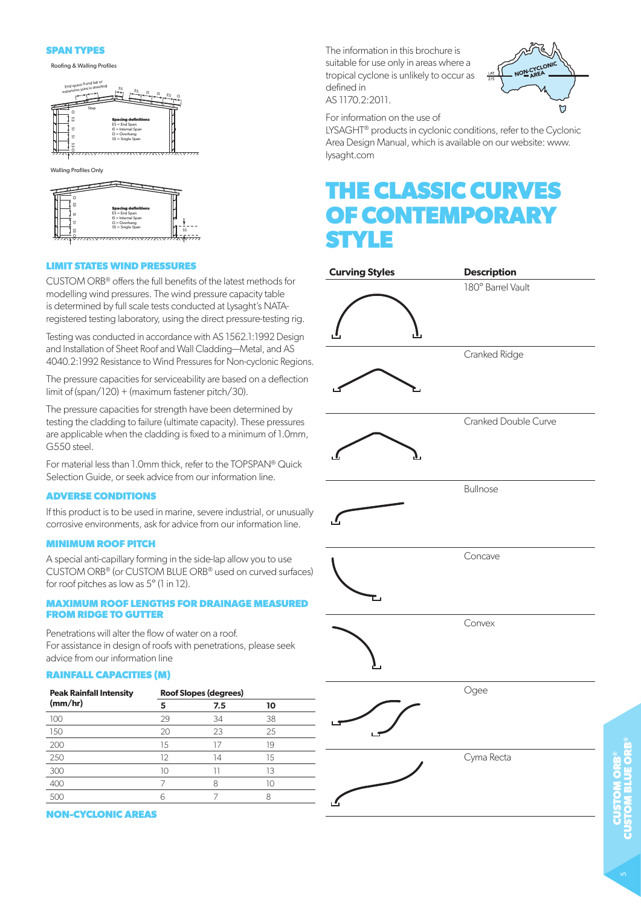## SPAN TYPES

Roofing & Walling Profiles

Walling Profiles Only

Spacing definitions
ES = End Span
IS = Internal Span
O = Overhang
SS = Single Span

## LIMIT STATES WIND PRESSURES

CUSTOM ORB® offers the full benefits of the latest methods for modelling wind pressures. The wind pressure capacity table is determined by full scale tests conducted at Lysaght's NATA-registered testing laboratory, using the direct pressure-testing rig.

Testing was conducted in accordance with AS 1562.1:1992 Design and Installation of Sheet Roof and Wall Cladding—Metal, and AS 4040.2:1992 Resistance to Wind Pressures for Non-cyclonic Regions.

The pressure capacities for serviceability are based on a deflection limit of (span/120) + (maximum fastener pitch/30).

The pressure capacities for strength have been determined by testing the cladding to failure (ultimate capacity). These pressures are applicable when the cladding is fixed to a minimum of 1.0mm, G550 steel.

For material less than 1.0mm thick, refer to the TOPSPAN® Quick Selection Guide, or seek advice from our information line.

## ADVERSE CONDITIONS

If this product is to be used in marine, severe industrial, or unusually corrosive environments, ask for advice from our information line.

## MINIMUM ROOF PITCH

A special anti-capillary forming in the side-lap allow you to use CUSTOM ORB® (or CUSTOM BLUE ORB® used on curved surfaces) for roof pitches as low as 5° (1 in 12).

## MAXIMUM ROOF LENGTHS FOR DRAINAGE MEASURED FROM RIDGE TO GUTTER

Penetrations will alter the flow of water on a roof.
For assistance in design of roofs with penetrations, please seek advice from our information line

## RAINFALL CAPACITIES (M)

| Peak Rainfall Intensity (mm/hr) | Roof Slopes (degrees) | | |
|---|---|---|---|
| | 5 | 7.5 | 10 |
| 100 | 29 | 34 | 38 |
| 150 | 20 | 23 | 25 |
| 200 | 15 | 17 | 19 |
| 250 | 12 | 14 | 15 |
| 300 | 10 | 11 | 13 |
| 400 | 7 | 8 | 10 |
| 500 | 6 | 7 | 8 |

## NON-CYCLONIC AREAS

The information in this brochure is suitable for use only in areas where a tropical cyclone is unlikely to occur as defined in AS 1170.2:2011.

For information on the use of LYSAGHT® products in cyclonic conditions, refer to the Cyclonic Area Design Manual, which is available on our website: www.lysaght.com

# THE CLASSIC CURVES OF CONTEMPORARY STYLE

| Curving Styles | Description |
|---|---|
| | 180° Barrel Vault |
| | Cranked Ridge |
| | Cranked Double Curve |
| | Bullnose |
| | Concave |
| | Convex |
| | Ogee |
| | Cyma Recta |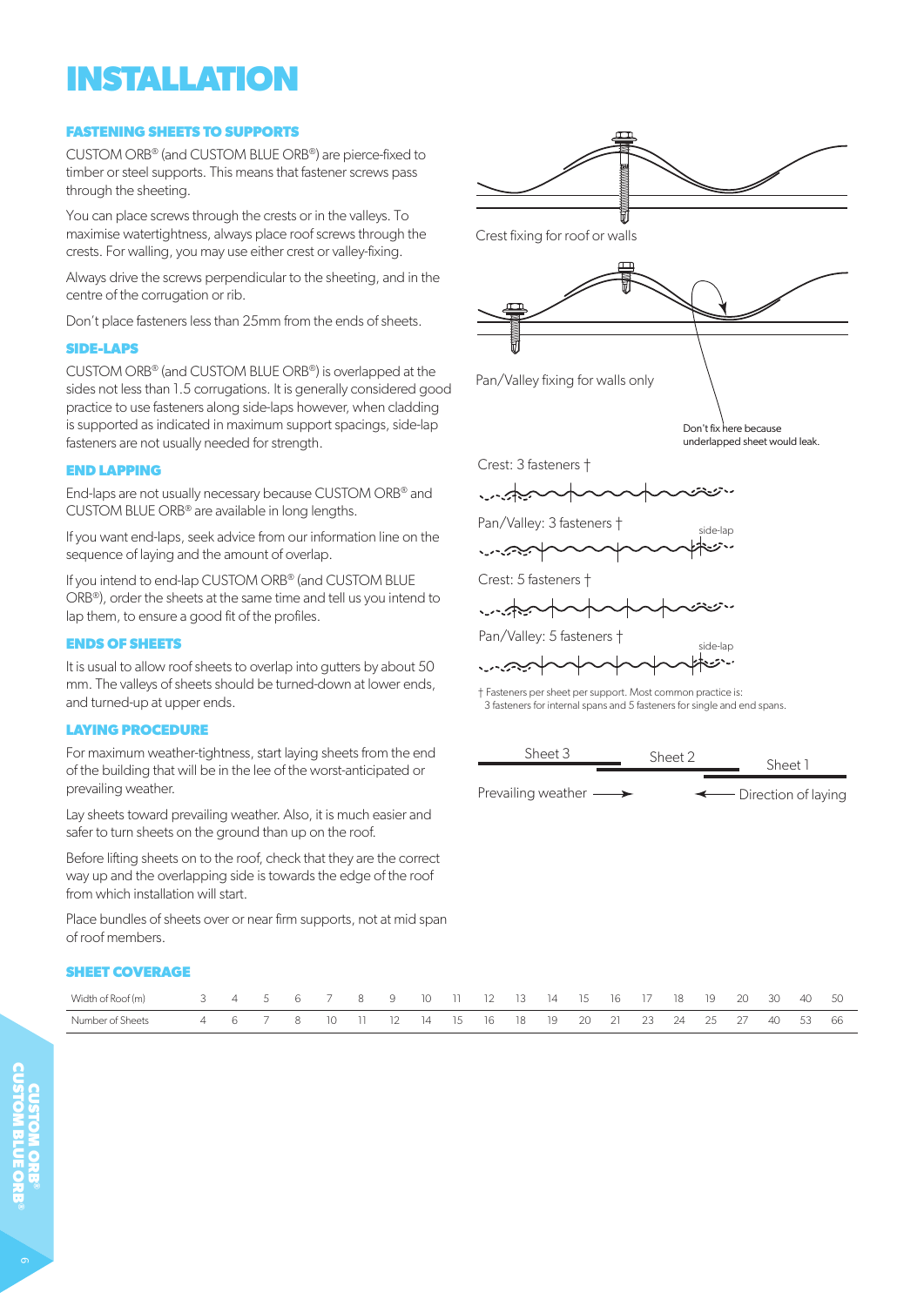# INSTALLATION

## FASTENING SHEETS TO SUPPORTS

CUSTOM ORB® (and CUSTOM BLUE ORB®) are pierce-fixed to timber or steel supports. This means that fastener screws pass through the sheeting.

You can place screws through the crests or in the valleys. To maximise watertightness, always place roof screws through the crests. For walling, you may use either crest or valley-fixing.

Always drive the screws perpendicular to the sheeting, and in the centre of the corrugation or rib.

Don't place fasteners less than 25mm from the ends of sheets.

## SIDE-LAPS

CUSTOM ORB® (and CUSTOM BLUE ORB®) is overlapped at the sides not less than 1.5 corrugations. It is generally considered good practice to use fasteners along side-laps however, when cladding is supported as indicated in maximum support spacings, side-lap fasteners are not usually needed for strength.

## END LAPPING

End-laps are not usually necessary because CUSTOM ORB® and CUSTOM BLUE ORB® are available in long lengths.

If you want end-laps, seek advice from our information line on the sequence of laying and the amount of overlap.

If you intend to end-lap CUSTOM ORB® (and CUSTOM BLUE ORB®), order the sheets at the same time and tell us you intend to lap them, to ensure a good fit of the profiles.

## ENDS OF SHEETS

It is usual to allow roof sheets to overlap into gutters by about 50 mm. The valleys of sheets should be turned-down at lower ends, and turned-up at upper ends.

## LAYING PROCEDURE

For maximum weather-tightness, start laying sheets from the end of the building that will be in the lee of the worst-anticipated or prevailing weather.

Lay sheets toward prevailing weather. Also, it is much easier and safer to turn sheets on the ground than up on the roof.

Before lifting sheets on to the roof, check that they are the correct way up and the overlapping side is towards the edge of the roof from which installation will start.

Place bundles of sheets over or near firm supports, not at mid span of roof members.

Crest fixing for roof or walls

Pan/Valley fixing for walls only

Don't fix here because underlapped sheet would leak.

Crest: 3 fasteners †

Pan/Valley: 3 fasteners †

side-lap

Crest: 5 fasteners †

Pan/Valley: 5 fasteners †

side-lap

† Fasteners per sheet per support. Most common practice is: 3 fasteners for internal spans and 5 fasteners for single and end spans.

Sheet 3 Sheet 2 Sheet 1

Prevailing weather → ← Direction of laying

## SHEET COVERAGE

| Width of Roof (m) | 3 | 4 | 5 | 6 | 7 | 8 | 9 | 10 | 11 | 12 | 13 | 14 | 15 | 16 | 17 | 18 | 19 | 20 | 30 | 40 | 50 |
|---|---|---|---|---|---|---|---|---|---|---|---|---|---|---|---|---|---|---|---|---|---|
| Number of Sheets | 4 | 6 | 7 | 8 | 10 | 11 | 12 | 14 | 15 | 16 | 18 | 19 | 20 | 21 | 23 | 24 | 25 | 27 | 40 | 53 | 66 |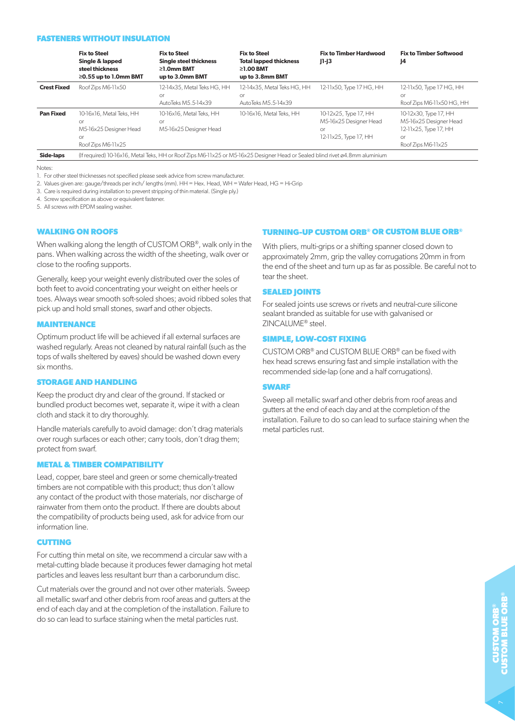## FASTENERS WITHOUT INSULATION

| | Fix to Steel Single & lapped steel thickness ≥0.55 up to 1.0mm BMT | Fix to Steel Single steel thickness ≥1.0mm BMT up to 3.0mm BMT | Fix to Steel Total lapped thickness ≥1.00 BMT up to 3.8mm BMT | Fix to Timber Hardwood J1-J3 | Fix to Timber Softwood J4 |
|---|---|---|---|---|---|
| **Crest Fixed** | Roof Zips M6-11x50 | 12-14x35, Metal Teks HG, HH or AutoTeks M5.5-14x39 | 12-14x35, Metal Teks HG, HH or AutoTeks M5.5-14x39 | 12-11x50, Type 17 HG, HH | 12-11x50, Type 17 HG, HH or Roof Zips M6-11x50 HG, HH |
| **Pan Fixed** | 10-16x16, Metal Teks, HH or M5-16x25 Designer Head or Roof Zips M6-11x25 | 10-16x16, Metal Teks, HH or M5-16x25 Designer Head | 10-16x16, Metal Teks, HH | 10-12x25, Type 17, HH M5-16x25 Designer Head or 12-11x25, Type 17, HH | 10-12x30, Type 17, HH M5-16x25 Designer Head 12-11x25, Type 17, HH or Roof Zips M6-11x25 |
| **Side-laps** | (If required) 10-16x16, Metal Teks, HH or Roof Zips M6-11x25 or M5-16x25 Designer Head or Sealed blind rivet ø4.8mm aluminium | | | | |

Notes:

1. For other steel thicknesses not specified please seek advice from screw manufacturer.
2. Values given are: gauge/threads per inch/ lengths (mm). HH = Hex. Head, WH = Wafer Head, HG = Hi-Grip
3. Care is required during installation to prevent stripping of thin material. (Single ply.)
4. Screw specification as above or equivalent fastener.
5. All screws with EPDM sealing washer.

### WALKING ON ROOFS

When walking along the length of CUSTOM ORB®, walk only in the pans. When walking across the width of the sheeting, walk over or close to the roofing supports.

Generally, keep your weight evenly distributed over the soles of both feet to avoid concentrating your weight on either heels or toes. Always wear smooth soft-soled shoes; avoid ribbed soles that pick up and hold small stones, swarf and other objects.

### MAINTENANCE

Optimum product life will be achieved if all external surfaces are washed regularly. Areas not cleaned by natural rainfall (such as the tops of walls sheltered by eaves) should be washed down every six months.

### STORAGE AND HANDLING

Keep the product dry and clear of the ground. If stacked or bundled product becomes wet, separate it, wipe it with a clean cloth and stack it to dry thoroughly.

Handle materials carefully to avoid damage: don't drag materials over rough surfaces or each other; carry tools, don't drag them; protect from swarf.

### METAL & TIMBER COMPATIBILITY

Lead, copper, bare steel and green or some chemically-treated timbers are not compatible with this product; thus don't allow any contact of the product with those materials, nor discharge of rainwater from them onto the product. If there are doubts about the compatibility of products being used, ask for advice from our information line.

### CUTTING

For cutting thin metal on site, we recommend a circular saw with a metal-cutting blade because it produces fewer damaging hot metal particles and leaves less resultant burr than a carborundum disc.

Cut materials over the ground and not over other materials. Sweep all metallic swarf and other debris from roof areas and gutters at the end of each day and at the completion of the installation. Failure to do so can lead to surface staining when the metal particles rust.

### TURNING-UP CUSTOM ORB® OR CUSTOM BLUE ORB®

With pliers, multi-grips or a shifting spanner closed down to approximately 2mm, grip the valley corrugations 20mm in from the end of the sheet and turn up as far as possible. Be careful not to tear the sheet.

### SEALED JOINTS

For sealed joints use screws or rivets and neutral-cure silicone sealant branded as suitable for use with galvanised or ZINCALUME® steel.

### SIMPLE, LOW-COST FIXING

CUSTOM ORB® and CUSTOM BLUE ORB® can be fixed with hex head screws ensuring fast and simple installation with the recommended side-lap (one and a half corrugations).

### SWARF

Sweep all metallic swarf and other debris from roof areas and gutters at the end of each day and at the completion of the installation. Failure to do so can lead to surface staining when the metal particles rust.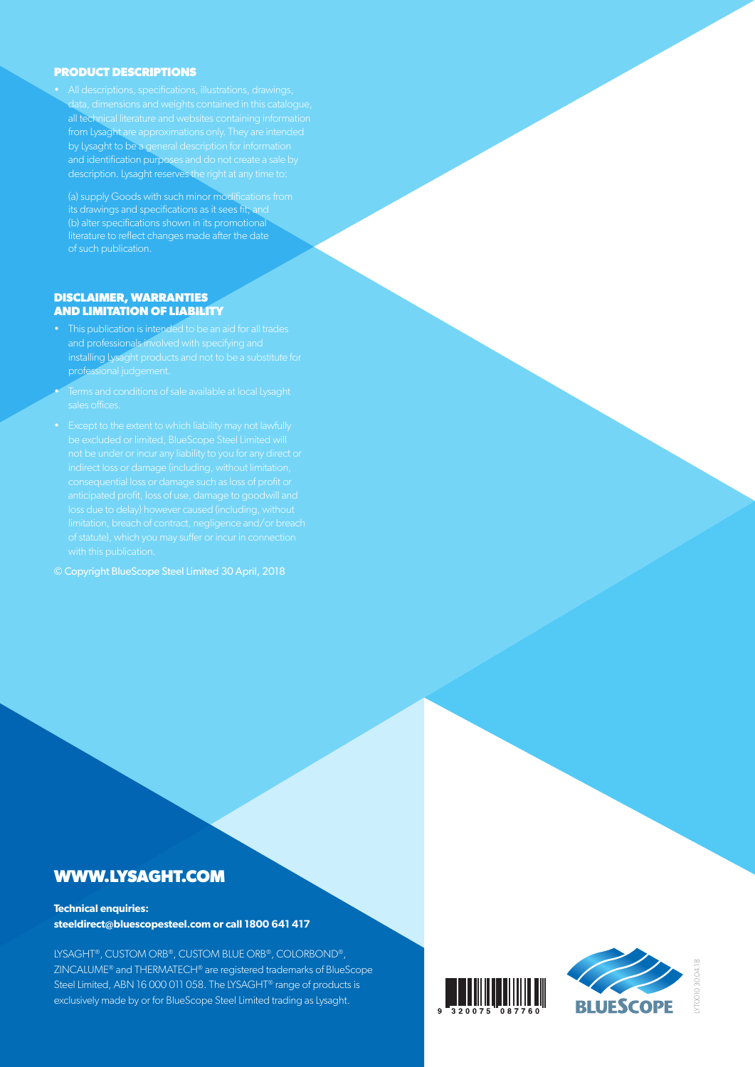## PRODUCT DESCRIPTIONS

- All descriptions, specifications, illustrations, drawings, data, dimensions and weights contained in this catalogue, all technical literature and websites containing information from Lysaght are approximations only. They are intended by Lysaght to be a general description for information and identification purposes and do not create a sale by description. Lysaght reserves the right at any time to:

  (a) supply Goods with such minor modifications from its drawings and specifications as it sees fit; and
  (b) alter specifications shown in its promotional literature to reflect changes made after the date of such publication.

## DISCLAIMER, WARRANTIES AND LIMITATION OF LIABILITY

- This publication is intended to be an aid for all trades and professionals involved with specifying and installing Lysaght products and not to be a substitute for professional judgement.
- Terms and conditions of sale available at local Lysaght sales offices.
- Except to the extent to which liability may not lawfully be excluded or limited, BlueScope Steel Limited will not be under or incur any liability to you for any direct or indirect loss or damage (including, without limitation, consequential loss or damage such as loss of profit or anticipated profit, loss of use, damage to goodwill and loss due to delay) however caused (including, without limitation, breach of contract, negligence and/or breach of statute), which you may suffer or incur in connection with this publication.

© Copyright BlueScope Steel Limited 30 April, 2018

## WWW.LYSAGHT.COM

**Technical enquiries:**
**steeldirect@bluescopesteel.com or call 1800 641 417**

LYSAGHT®, CUSTOM ORB®, CUSTOM BLUE ORB®, COLORBOND®, ZINCALUME® and THERMATECH® are registered trademarks of BlueScope Steel Limited, ABN 16 000 011 058. The LYSAGHT® range of products is exclusively made by or for BlueScope Steel Limited trading as Lysaght.

9 320075 087760

BLUESCOPE

LYT0010 30.04.18